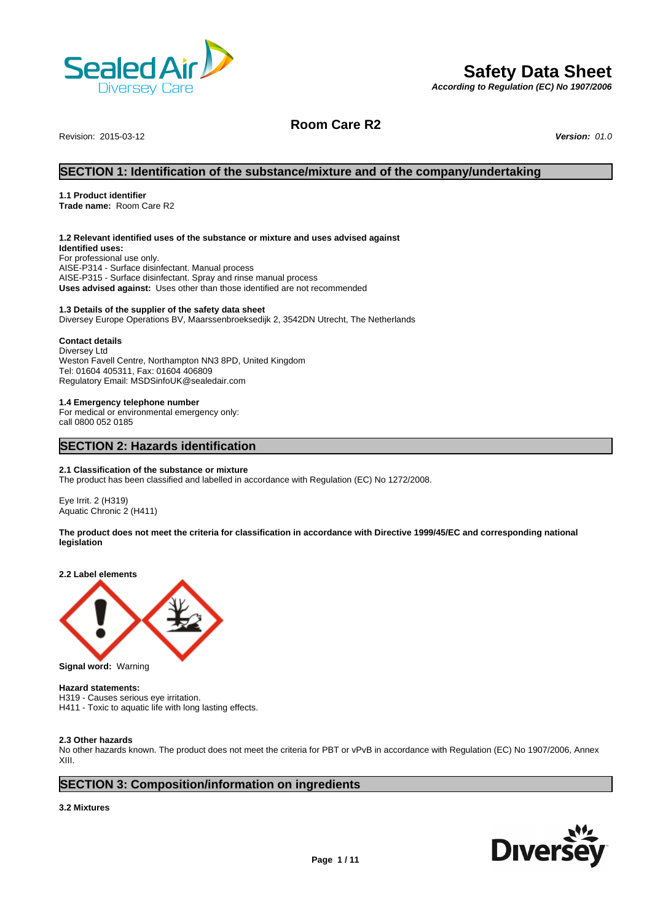# Safety Data Sheet

*According to Regulation (EC) No 1907/2006*

## Room Care R2

Revision: 2015-03-12 ***Version:*** *01.0*

## SECTION 1: Identification of the substance/mixture and of the company/undertaking

**1.1 Product identifier**
**Trade name:** Room Care R2

**1.2 Relevant identified uses of the substance or mixture and uses advised against**
**Identified uses:**
For professional use only.
AISE-P314 - Surface disinfectant. Manual process
AISE-P315 - Surface disinfectant. Spray and rinse manual process
**Uses advised against:** Uses other than those identified are not recommended

**1.3 Details of the supplier of the safety data sheet**
Diversey Europe Operations BV, Maarssenbroeksedijk 2, 3542DN Utrecht, The Netherlands

**Contact details**
Diversey Ltd
Weston Favell Centre, Northampton NN3 8PD, United Kingdom
Tel: 01604 405311, Fax: 01604 406809
Regulatory Email: MSDSinfoUK@sealedair.com

**1.4 Emergency telephone number**
For medical or environmental emergency only:
call 0800 052 0185

## SECTION 2: Hazards identification

**2.1 Classification of the substance or mixture**
The product has been classified and labelled in accordance with Regulation (EC) No 1272/2008.

Eye Irrit. 2 (H319)
Aquatic Chronic 2 (H411)

**The product does not meet the criteria for classification in accordance with Directive 1999/45/EC and corresponding national legislation**

**2.2 Label elements**

**Signal word:** Warning

**Hazard statements:**
H319 - Causes serious eye irritation.
H411 - Toxic to aquatic life with long lasting effects.

**2.3 Other hazards**
No other hazards known. The product does not meet the criteria for PBT or vPvB in accordance with Regulation (EC) No 1907/2006, Annex XIII.

## SECTION 3: Composition/information on ingredients

**3.2 Mixtures**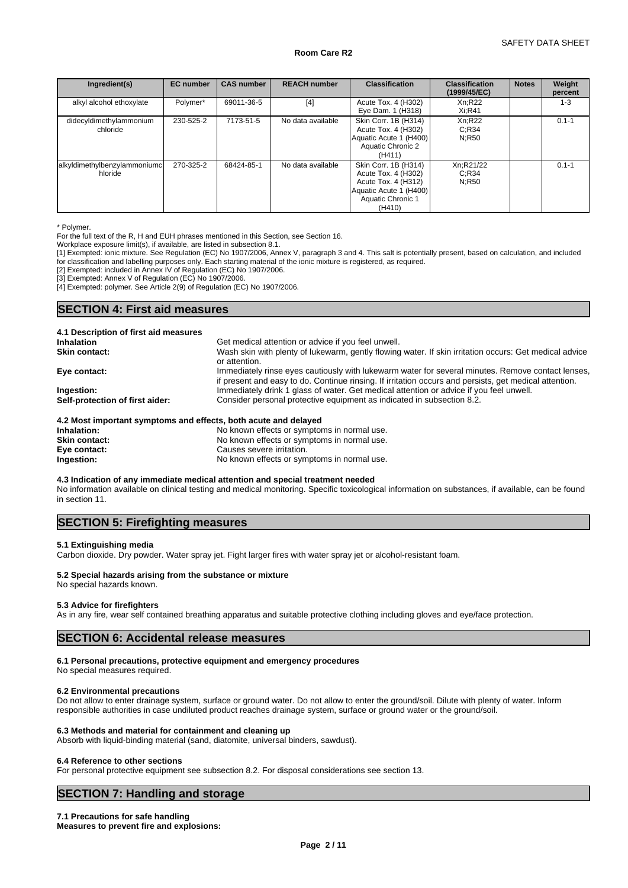| Ingredient(s) | EC number | CAS number | REACH number | Classification | Classification (1999/45/EC) | Notes | Weight percent |
|---|---|---|---|---|---|---|---|
| alkyl alcohol ethoxylate | Polymer* | 69011-36-5 | [4] | Acute Tox. 4 (H302) Eye Dam. 1 (H318) | Xn;R22 Xi;R41 | | 1-3 |
| didecyldimethylammonium chloride | 230-525-2 | 7173-51-5 | No data available | Skin Corr. 1B (H314) Acute Tox. 4 (H302) Aquatic Acute 1 (H400) Aquatic Chronic 2 (H411) | Xn;R22 C;R34 N;R50 | | 0.1-1 |
| alkyldimethylbenzylammoniumchloride | 270-325-2 | 68424-85-1 | No data available | Skin Corr. 1B (H314) Acute Tox. 4 (H302) Acute Tox. 4 (H312) Aquatic Acute 1 (H400) Aquatic Chronic 1 (H410) | Xn;R21/22 C;R34 N;R50 | | 0.1-1 |

* Polymer.

For the full text of the R, H and EUH phrases mentioned in this Section, see Section 16.

Workplace exposure limit(s), if available, are listed in subsection 8.1.

[1] Exempted: ionic mixture. See Regulation (EC) No 1907/2006, Annex V, paragraph 3 and 4. This salt is potentially present, based on calculation, and included for classification and labelling purposes only. Each starting material of the ionic mixture is registered, as required.

[2] Exempted: included in Annex IV of Regulation (EC) No 1907/2006.

[3] Exempted: Annex V of Regulation (EC) No 1907/2006.

[4] Exempted: polymer. See Article 2(9) of Regulation (EC) No 1907/2006.

## SECTION 4: First aid measures

### 4.1 Description of first aid measures

**Inhalation** Get medical attention or advice if you feel unwell.

**Skin contact:** Wash skin with plenty of lukewarm, gently flowing water. If skin irritation occurs: Get medical advice or attention.

**Eye contact:** Immediately rinse eyes cautiously with lukewarm water for several minutes. Remove contact lenses, if present and easy to do. Continue rinsing. If irritation occurs and persists, get medical attention.

**Ingestion:** Immediately drink 1 glass of water. Get medical attention or advice if you feel unwell.

**Self-protection of first aider:** Consider personal protective equipment as indicated in subsection 8.2.

### 4.2 Most important symptoms and effects, both acute and delayed

**Inhalation:** No known effects or symptoms in normal use.

**Skin contact:** No known effects or symptoms in normal use.

**Eye contact:** Causes severe irritation.

**Ingestion:** No known effects or symptoms in normal use.

### 4.3 Indication of any immediate medical attention and special treatment needed

No information available on clinical testing and medical monitoring. Specific toxicological information on substances, if available, can be found in section 11.

## SECTION 5: Firefighting measures

### 5.1 Extinguishing media

Carbon dioxide. Dry powder. Water spray jet. Fight larger fires with water spray jet or alcohol-resistant foam.

### 5.2 Special hazards arising from the substance or mixture

No special hazards known.

### 5.3 Advice for firefighters

As in any fire, wear self contained breathing apparatus and suitable protective clothing including gloves and eye/face protection.

## SECTION 6: Accidental release measures

### 6.1 Personal precautions, protective equipment and emergency procedures

No special measures required.

### 6.2 Environmental precautions

Do not allow to enter drainage system, surface or ground water. Do not allow to enter the ground/soil. Dilute with plenty of water. Inform responsible authorities in case undiluted product reaches drainage system, surface or ground water or the ground/soil.

### 6.3 Methods and material for containment and cleaning up

Absorb with liquid-binding material (sand, diatomite, universal binders, sawdust).

### 6.4 Reference to other sections

For personal protective equipment see subsection 8.2. For disposal considerations see section 13.

## SECTION 7: Handling and storage

### 7.1 Precautions for safe handling

**Measures to prevent fire and explosions:**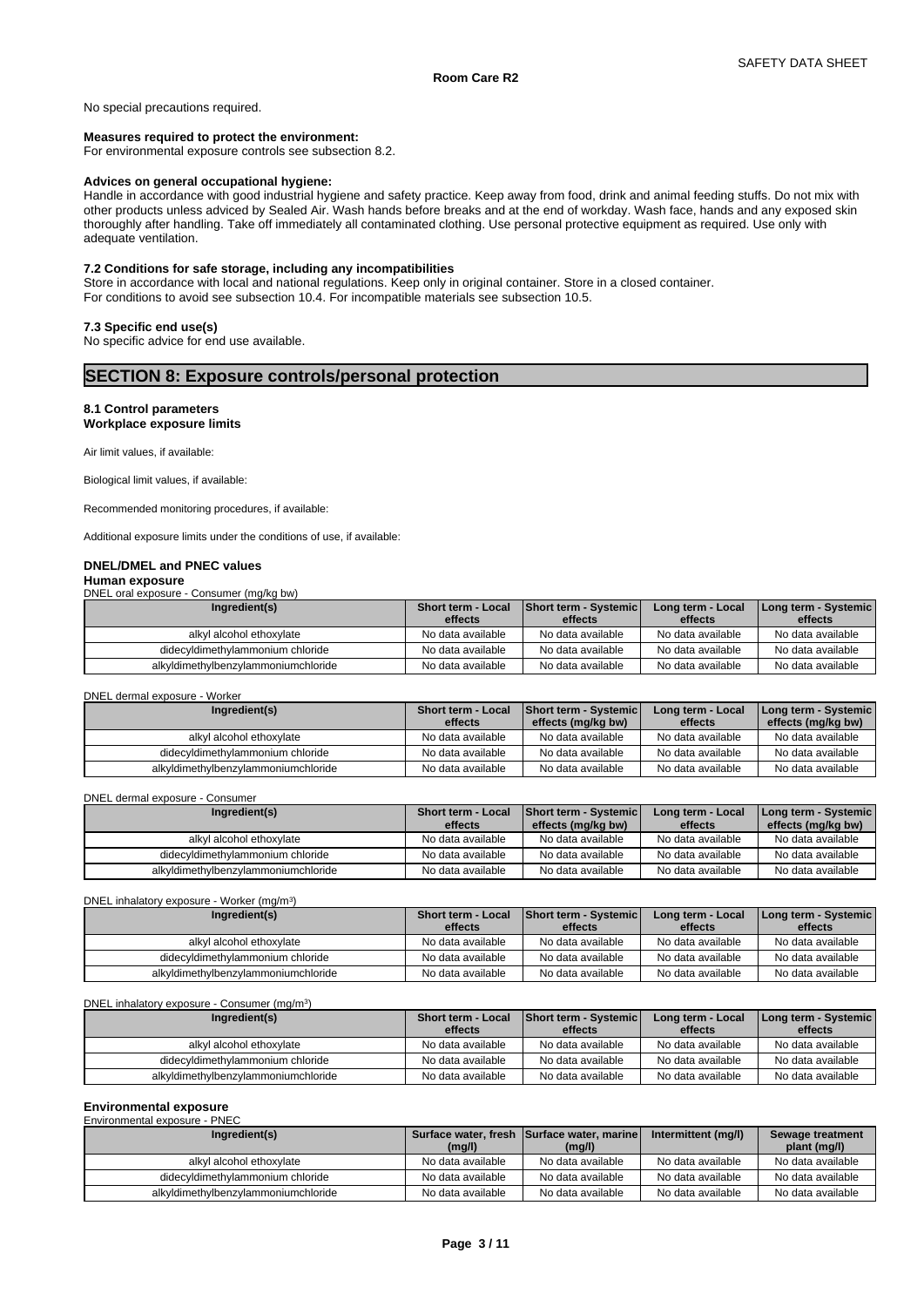No special precautions required.

**Measures required to protect the environment:**
For environmental exposure controls see subsection 8.2.

**Advices on general occupational hygiene:**
Handle in accordance with good industrial hygiene and safety practice. Keep away from food, drink and animal feeding stuffs. Do not mix with other products unless adviced by Sealed Air. Wash hands before breaks and at the end of workday. Wash face, hands and any exposed skin thoroughly after handling. Take off immediately all contaminated clothing. Use personal protective equipment as required. Use only with adequate ventilation.

**7.2 Conditions for safe storage, including any incompatibilities**
Store in accordance with local and national regulations. Keep only in original container. Store in a closed container.
For conditions to avoid see subsection 10.4. For incompatible materials see subsection 10.5.

**7.3 Specific end use(s)**
No specific advice for end use available.

## SECTION 8: Exposure controls/personal protection

**8.1 Control parameters**
**Workplace exposure limits**

Air limit values, if available:

Biological limit values, if available:

Recommended monitoring procedures, if available:

Additional exposure limits under the conditions of use, if available:

**DNEL/DMEL and PNEC values**
**Human exposure**

DNEL oral exposure - Consumer (mg/kg bw)

| Ingredient(s) | Short term - Local effects | Short term - Systemic effects | Long term - Local effects | Long term - Systemic effects |
|---|---|---|---|---|
| alkyl alcohol ethoxylate | No data available | No data available | No data available | No data available |
| didecyldimethylammonium chloride | No data available | No data available | No data available | No data available |
| alkyldimethylbenzylammoniumchloride | No data available | No data available | No data available | No data available |

DNEL dermal exposure - Worker

| Ingredient(s) | Short term - Local effects | Short term - Systemic effects (mg/kg bw) | Long term - Local effects | Long term - Systemic effects (mg/kg bw) |
|---|---|---|---|---|
| alkyl alcohol ethoxylate | No data available | No data available | No data available | No data available |
| didecyldimethylammonium chloride | No data available | No data available | No data available | No data available |
| alkyldimethylbenzylammoniumchloride | No data available | No data available | No data available | No data available |

DNEL dermal exposure - Consumer

| Ingredient(s) | Short term - Local effects | Short term - Systemic effects (mg/kg bw) | Long term - Local effects | Long term - Systemic effects (mg/kg bw) |
|---|---|---|---|---|
| alkyl alcohol ethoxylate | No data available | No data available | No data available | No data available |
| didecyldimethylammonium chloride | No data available | No data available | No data available | No data available |
| alkyldimethylbenzylammoniumchloride | No data available | No data available | No data available | No data available |

DNEL inhalatory exposure - Worker (mg/m$^3$)

| Ingredient(s) | Short term - Local effects | Short term - Systemic effects | Long term - Local effects | Long term - Systemic effects |
|---|---|---|---|---|
| alkyl alcohol ethoxylate | No data available | No data available | No data available | No data available |
| didecyldimethylammonium chloride | No data available | No data available | No data available | No data available |
| alkyldimethylbenzylammoniumchloride | No data available | No data available | No data available | No data available |

DNEL inhalatory exposure - Consumer (mg/m$^3$)

| Ingredient(s) | Short term - Local effects | Short term - Systemic effects | Long term - Local effects | Long term - Systemic effects |
|---|---|---|---|---|
| alkyl alcohol ethoxylate | No data available | No data available | No data available | No data available |
| didecyldimethylammonium chloride | No data available | No data available | No data available | No data available |
| alkyldimethylbenzylammoniumchloride | No data available | No data available | No data available | No data available |

**Environmental exposure**

Environmental exposure - PNEC

| Ingredient(s) | Surface water, fresh (mg/l) | Surface water, marine (mg/l) | Intermittent (mg/l) | Sewage treatment plant (mg/l) |
|---|---|---|---|---|
| alkyl alcohol ethoxylate | No data available | No data available | No data available | No data available |
| didecyldimethylammonium chloride | No data available | No data available | No data available | No data available |
| alkyldimethylbenzylammoniumchloride | No data available | No data available | No data available | No data available |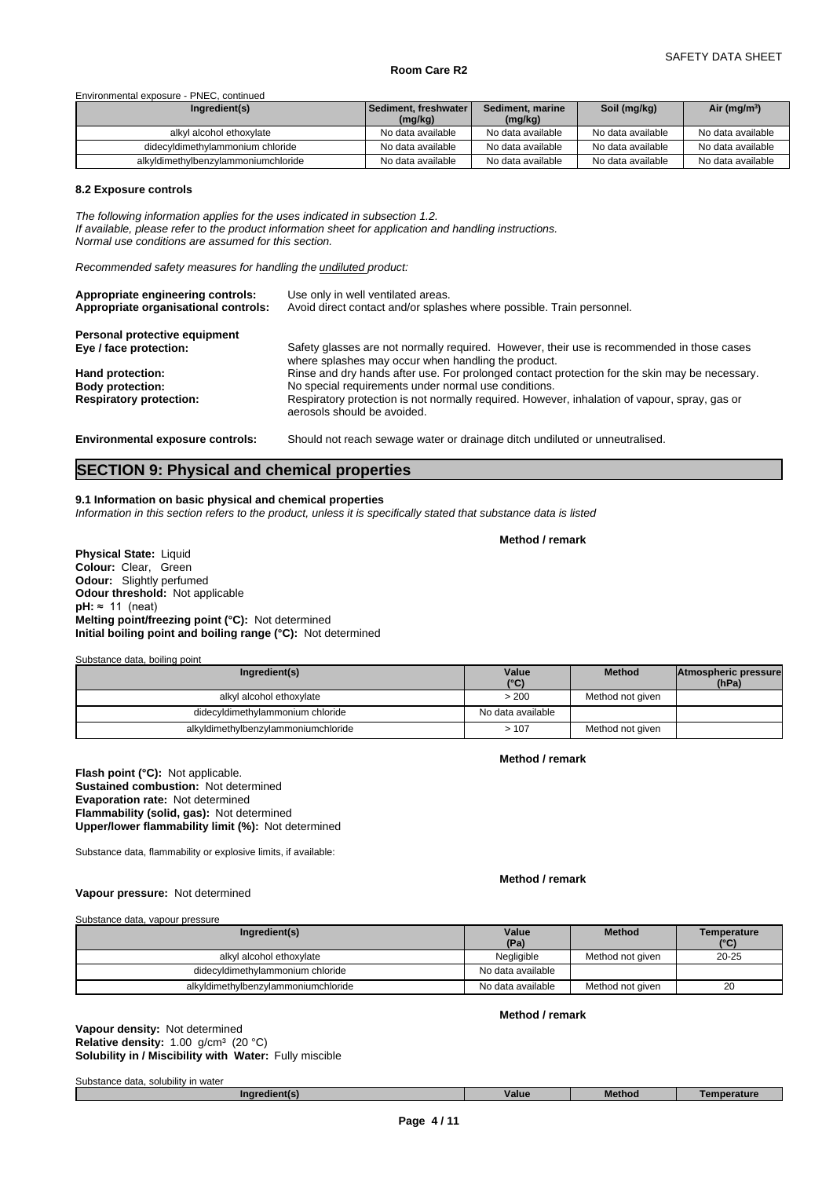Environmental exposure - PNEC, continued

| Ingredient(s) | Sediment, freshwater (mg/kg) | Sediment, marine (mg/kg) | Soil (mg/kg) | Air (mg/m³) |
|---|---|---|---|---|
| alkyl alcohol ethoxylate | No data available | No data available | No data available | No data available |
| didecyldimethylammonium chloride | No data available | No data available | No data available | No data available |
| alkyldimethylbenzylammoniumchloride | No data available | No data available | No data available | No data available |

### 8.2 Exposure controls

*The following information applies for the uses indicated in subsection 1.2.*
*If available, please refer to the product information sheet for application and handling instructions.*
*Normal use conditions are assumed for this section.*

*Recommended safety measures for handling the undiluted product:*

**Appropriate engineering controls:** Use only in well ventilated areas.
**Appropriate organisational controls:** Avoid direct contact and/or splashes where possible. Train personnel.

**Personal protective equipment**
**Eye / face protection:** Safety glasses are not normally required. However, their use is recommended in those cases where splashes may occur when handling the product.
**Hand protection:** Rinse and dry hands after use. For prolonged contact protection for the skin may be necessary.
**Body protection:** No special requirements under normal use conditions.
**Respiratory protection:** Respiratory protection is not normally required. However, inhalation of vapour, spray, gas or aerosols should be avoided.

**Environmental exposure controls:** Should not reach sewage water or drainage ditch undiluted or unneutralised.

## SECTION 9: Physical and chemical properties

### 9.1 Information on basic physical and chemical properties

*Information in this section refers to the product, unless it is specifically stated that substance data is listed*

**Method / remark**

**Physical State:** Liquid
**Colour:** Clear, Green
**Odour:** Slightly perfumed
**Odour threshold:** Not applicable
**pH:** ≈ 11 (neat)
**Melting point/freezing point (°C):** Not determined
**Initial boiling point and boiling range (°C):** Not determined

Substance data, boiling point

| Ingredient(s) | Value (°C) | Method | Atmospheric pressure (hPa) |
|---|---|---|---|
| alkyl alcohol ethoxylate | > 200 | Method not given | |
| didecyldimethylammonium chloride | No data available | | |
| alkyldimethylbenzylammoniumchloride | > 107 | Method not given | |

**Method / remark**

**Flash point (°C):** Not applicable.
**Sustained combustion:** Not determined
**Evaporation rate:** Not determined
**Flammability (solid, gas):** Not determined
**Upper/lower flammability limit (%):** Not determined

Substance data, flammability or explosive limits, if available:

**Method / remark**

**Vapour pressure:** Not determined

Substance data, vapour pressure

| Ingredient(s) | Value (Pa) | Method | Temperature (°C) |
|---|---|---|---|
| alkyl alcohol ethoxylate | Negligible | Method not given | 20-25 |
| didecyldimethylammonium chloride | No data available | | |
| alkyldimethylbenzylammoniumchloride | No data available | Method not given | 20 |

**Method / remark**

**Vapour density:** Not determined
**Relative density:** 1.00 g/cm³ (20 °C)
**Solubility in / Miscibility with Water:** Fully miscible

Substance data, solubility in water

| Ingredient(s) | Value | Method | Temperature |
|---|---|---|---|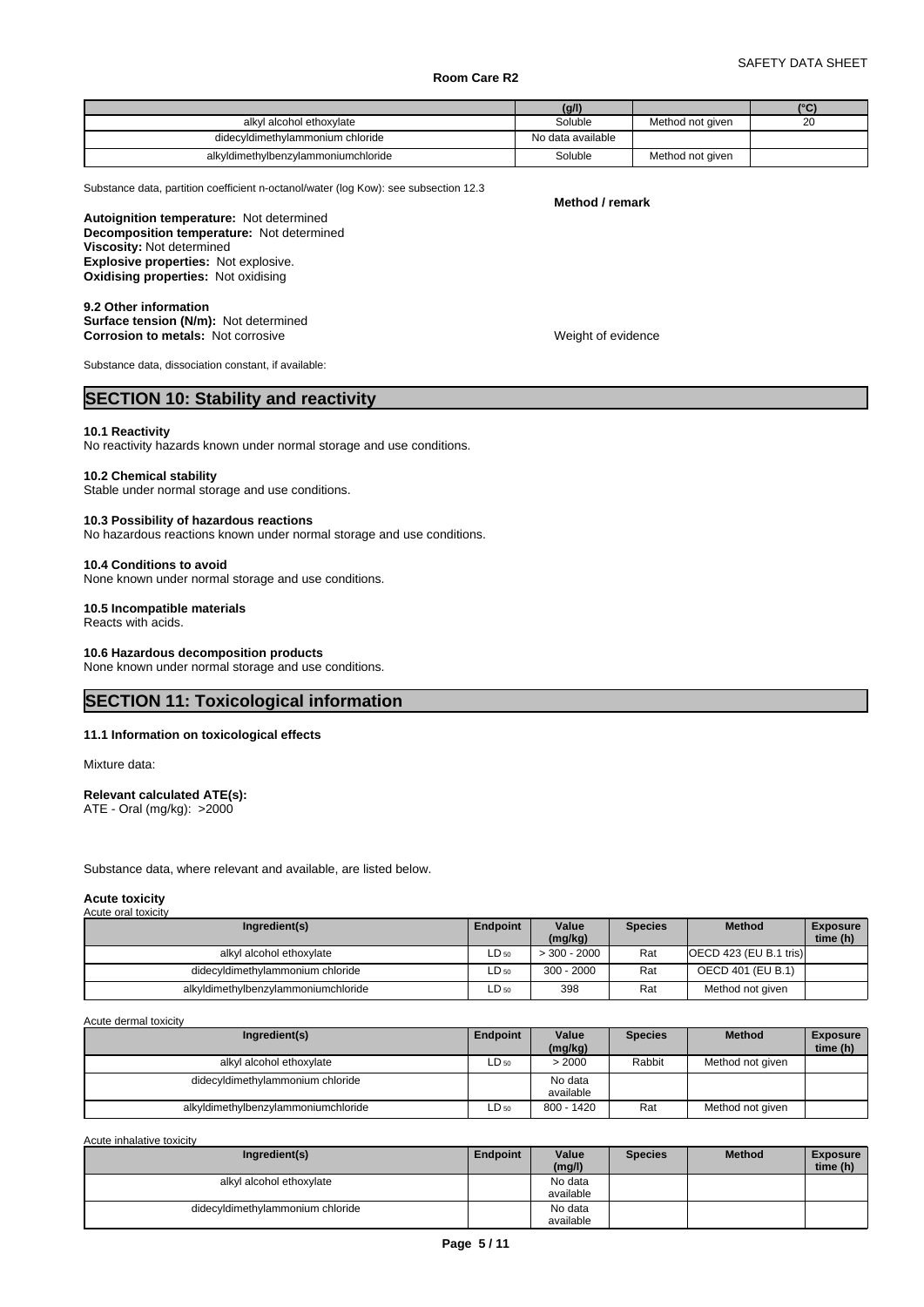|  | (g/l) |  | (°C) |
|---|---|---|---|
| alkyl alcohol ethoxylate | Soluble | Method not given | 20 |
| didecyldimethylammonium chloride | No data available |  |  |
| alkyldimethylbenzylammoniumchloride | Soluble | Method not given |  |

Substance data, partition coefficient n-octanol/water (log Kow): see subsection 12.3

**Method / remark**

**Autoignition temperature:** Not determined
**Decomposition temperature:** Not determined
**Viscosity:** Not determined
**Explosive properties:** Not explosive.
**Oxidising properties:** Not oxidising

**9.2 Other information**
**Surface tension (N/m):** Not determined
**Corrosion to metals:** Not corrosive — Weight of evidence

Substance data, dissociation constant, if available:

## SECTION 10: Stability and reactivity

**10.1 Reactivity**
No reactivity hazards known under normal storage and use conditions.

**10.2 Chemical stability**
Stable under normal storage and use conditions.

**10.3 Possibility of hazardous reactions**
No hazardous reactions known under normal storage and use conditions.

**10.4 Conditions to avoid**
None known under normal storage and use conditions.

**10.5 Incompatible materials**
Reacts with acids.

**10.6 Hazardous decomposition products**
None known under normal storage and use conditions.

## SECTION 11: Toxicological information

**11.1 Information on toxicological effects**

Mixture data:

**Relevant calculated ATE(s):**
ATE - Oral (mg/kg): >2000

Substance data, where relevant and available, are listed below.

**Acute toxicity**

Acute oral toxicity

| Ingredient(s) | Endpoint | Value (mg/kg) | Species | Method | Exposure time (h) |
|---|---|---|---|---|---|
| alkyl alcohol ethoxylate | $LD_{50}$ | > 300 - 2000 | Rat | OECD 423 (EU B.1 tris) |  |
| didecyldimethylammonium chloride | $LD_{50}$ | 300 - 2000 | Rat | OECD 401 (EU B.1) |  |
| alkyldimethylbenzylammoniumchloride | $LD_{50}$ | 398 | Rat | Method not given |  |

Acute dermal toxicity

| Ingredient(s) | Endpoint | Value (mg/kg) | Species | Method | Exposure time (h) |
|---|---|---|---|---|---|
| alkyl alcohol ethoxylate | $LD_{50}$ | > 2000 | Rabbit | Method not given |  |
| didecyldimethylammonium chloride |  | No data available |  |  |  |
| alkyldimethylbenzylammoniumchloride | $LD_{50}$ | 800 - 1420 | Rat | Method not given |  |

Acute inhalative toxicity

| Ingredient(s) | Endpoint | Value (mg/l) | Species | Method | Exposure time (h) |
|---|---|---|---|---|---|
| alkyl alcohol ethoxylate |  | No data available |  |  |  |
| didecyldimethylammonium chloride |  | No data available |  |  |  |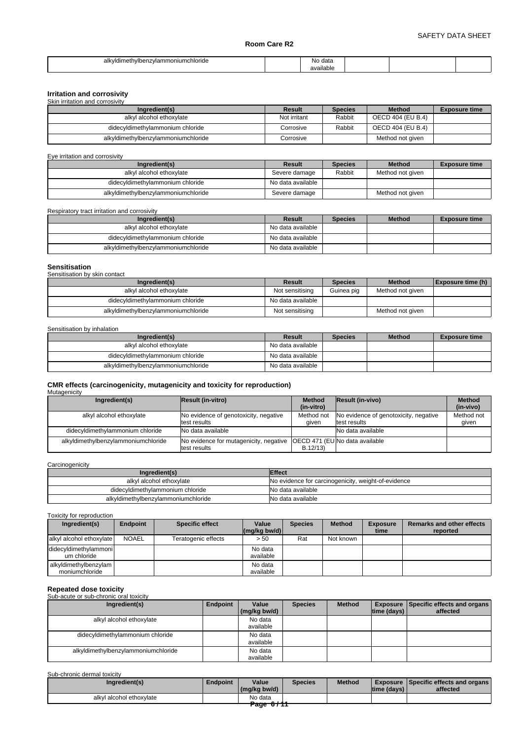| alkyldimethylbenzylammoniumchloride | | No data available | | | |
|---|---|---|---|---|---|

### Irritation and corrosivity

Skin irritation and corrosivity

| Ingredient(s) | Result | Species | Method | Exposure time |
|---|---|---|---|---|
| alkyl alcohol ethoxylate | Not irritant | Rabbit | OECD 404 (EU B.4) | |
| didecyldimethylammonium chloride | Corrosive | Rabbit | OECD 404 (EU B.4) | |
| alkyldimethylbenzylammoniumchloride | Corrosive | | Method not given | |

Eye irritation and corrosivity

| Ingredient(s) | Result | Species | Method | Exposure time |
|---|---|---|---|---|
| alkyl alcohol ethoxylate | Severe damage | Rabbit | Method not given | |
| didecyldimethylammonium chloride | No data available | | | |
| alkyldimethylbenzylammoniumchloride | Severe damage | | Method not given | |

Respiratory tract irritation and corrosivity

| Ingredient(s) | Result | Species | Method | Exposure time |
|---|---|---|---|---|
| alkyl alcohol ethoxylate | No data available | | | |
| didecyldimethylammonium chloride | No data available | | | |
| alkyldimethylbenzylammoniumchloride | No data available | | | |

### Sensitisation

Sensitisation by skin contact

| Ingredient(s) | Result | Species | Method | Exposure time (h) |
|---|---|---|---|---|
| alkyl alcohol ethoxylate | Not sensitising | Guinea pig | Method not given | |
| didecyldimethylammonium chloride | No data available | | | |
| alkyldimethylbenzylammoniumchloride | Not sensitising | | Method not given | |

Sensitisation by inhalation

| Ingredient(s) | Result | Species | Method | Exposure time |
|---|---|---|---|---|
| alkyl alcohol ethoxylate | No data available | | | |
| didecyldimethylammonium chloride | No data available | | | |
| alkyldimethylbenzylammoniumchloride | No data available | | | |

### CMR effects (carcinogenicity, mutagenicity and toxicity for reproduction)

Mutagenicity

| Ingredient(s) | Result (in-vitro) | Method (in-vitro) | Result (in-vivo) | Method (in-vivo) |
|---|---|---|---|---|
| alkyl alcohol ethoxylate | No evidence of genotoxicity, negative test results | Method not given | No evidence of genotoxicity, negative test results | Method not given |
| didecyldimethylammonium chloride | No data available | | No data available | |
| alkyldimethylbenzylammoniumchloride | No evidence for mutagenicity, negative test results | OECD 471 (EU B.12/13) | No data available | |

Carcinogenicity

| Ingredient(s) | Effect |
|---|---|
| alkyl alcohol ethoxylate | No evidence for carcinogenicity, weight-of-evidence |
| didecyldimethylammonium chloride | No data available |
| alkyldimethylbenzylammoniumchloride | No data available |

Toxicity for reproduction

| Ingredient(s) | Endpoint | Specific effect | Value (mg/kg bw/d) | Species | Method | Exposure time | Remarks and other effects reported |
|---|---|---|---|---|---|---|---|
| alkyl alcohol ethoxylate | NOAEL | Teratogenic effects | > 50 | Rat | Not known | | |
| didecyldimethylammonium chloride | | | No data available | | | | |
| alkyldimethylbenzylammoniumchloride | | | No data available | | | | |

### Repeated dose toxicity

Sub-acute or sub-chronic oral toxicity

| Ingredient(s) | Endpoint | Value (mg/kg bw/d) | Species | Method | Exposure time (days) | Specific effects and organs affected |
|---|---|---|---|---|---|---|
| alkyl alcohol ethoxylate | | No data available | | | | |
| didecyldimethylammonium chloride | | No data available | | | | |
| alkyldimethylbenzylammoniumchloride | | No data available | | | | |

Sub-chronic dermal toxicity

| Ingredient(s) | Endpoint | Value (mg/kg bw/d) | Species | Method | Exposure time (days) | Specific effects and organs affected |
|---|---|---|---|---|---|---|
| alkyl alcohol ethoxylate | | No data | | | | |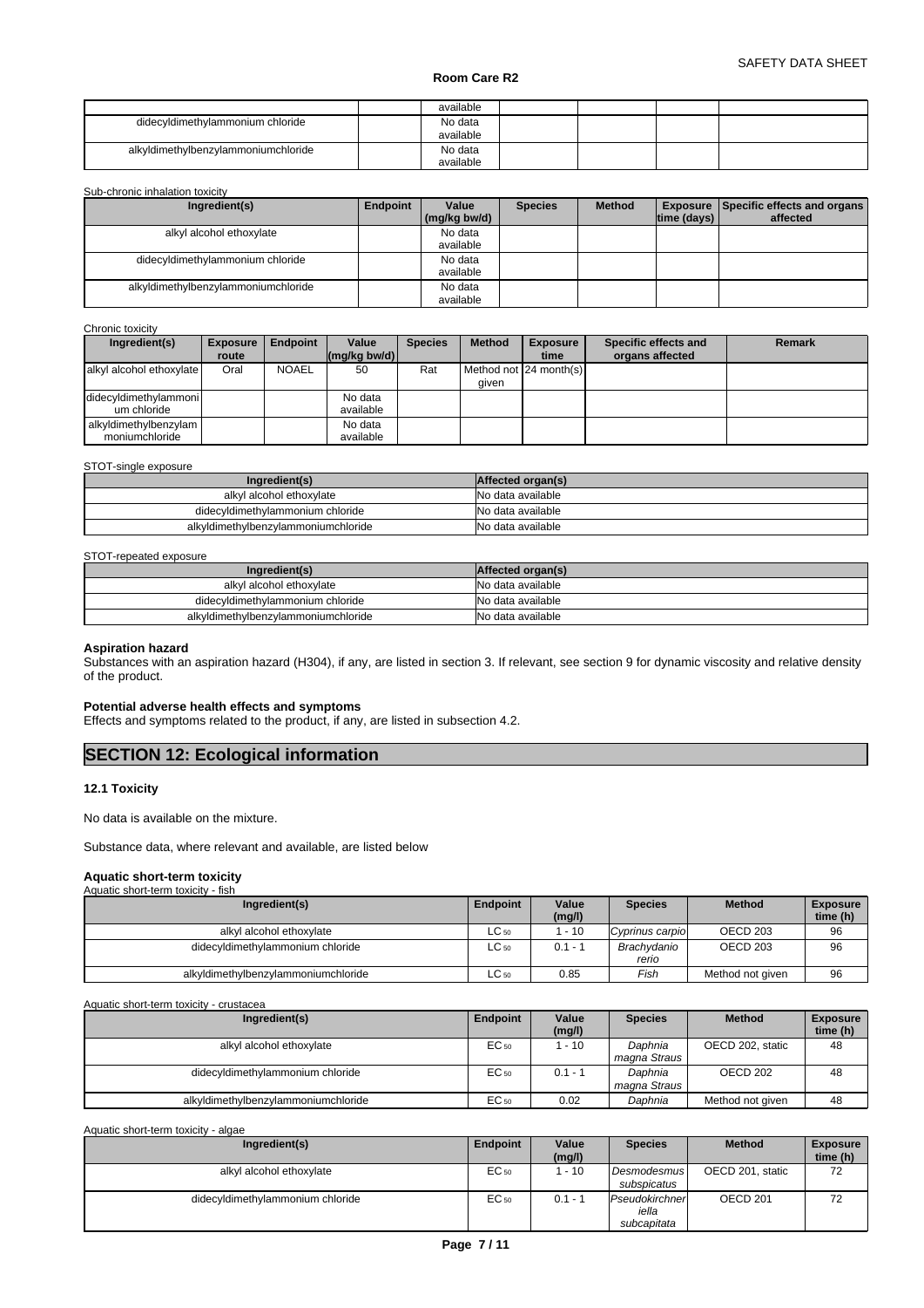| | | available | | | | |
|---|---|---|---|---|---|---|
| didecyldimethylammonium chloride | | No data available | | | | |
| alkyldimethylbenzylammoniumchloride | | No data available | | | | |

Sub-chronic inhalation toxicity

| Ingredient(s) | Endpoint | Value (mg/kg bw/d) | Species | Method | Exposure time (days) | Specific effects and organs affected |
|---|---|---|---|---|---|---|
| alkyl alcohol ethoxylate | | No data available | | | | |
| didecyldimethylammonium chloride | | No data available | | | | |
| alkyldimethylbenzylammoniumchloride | | No data available | | | | |

Chronic toxicity

| Ingredient(s) | Exposure route | Endpoint | Value (mg/kg bw/d) | Species | Method | Exposure time | Specific effects and organs affected | Remark |
|---|---|---|---|---|---|---|---|---|
| alkyl alcohol ethoxylate | Oral | NOAEL | 50 | Rat | Method not given | 24 month(s) | | |
| didecyldimethylammonium chloride | | | No data available | | | | | |
| alkyldimethylbenzylammoniumchloride | | | No data available | | | | | |

STOT-single exposure

| Ingredient(s) | Affected organ(s) |
|---|---|
| alkyl alcohol ethoxylate | No data available |
| didecyldimethylammonium chloride | No data available |
| alkyldimethylbenzylammoniumchloride | No data available |

STOT-repeated exposure

| Ingredient(s) | Affected organ(s) |
|---|---|
| alkyl alcohol ethoxylate | No data available |
| didecyldimethylammonium chloride | No data available |
| alkyldimethylbenzylammoniumchloride | No data available |

**Aspiration hazard**

Substances with an aspiration hazard (H304), if any, are listed in section 3. If relevant, see section 9 for dynamic viscosity and relative density of the product.

**Potential adverse health effects and symptoms**

Effects and symptoms related to the product, if any, are listed in subsection 4.2.

## SECTION 12: Ecological information

### 12.1 Toxicity

No data is available on the mixture.

Substance data, where relevant and available, are listed below

**Aquatic short-term toxicity**

Aquatic short-term toxicity - fish

| Ingredient(s) | Endpoint | Value (mg/l) | Species | Method | Exposure time (h) |
|---|---|---|---|---|---|
| alkyl alcohol ethoxylate | $LC_{50}$ | 1 - 10 | *Cyprinus carpio* | OECD 203 | 96 |
| didecyldimethylammonium chloride | $LC_{50}$ | 0.1 - 1 | *Brachydanio rerio* | OECD 203 | 96 |
| alkyldimethylbenzylammoniumchloride | $LC_{50}$ | 0.85 | *Fish* | Method not given | 96 |

Aquatic short-term toxicity - crustacea

| Ingredient(s) | Endpoint | Value (mg/l) | Species | Method | Exposure time (h) |
|---|---|---|---|---|---|
| alkyl alcohol ethoxylate | $EC_{50}$ | 1 - 10 | *Daphnia magna Straus* | OECD 202, static | 48 |
| didecyldimethylammonium chloride | $EC_{50}$ | 0.1 - 1 | *Daphnia magna Straus* | OECD 202 | 48 |
| alkyldimethylbenzylammoniumchloride | $EC_{50}$ | 0.02 | *Daphnia* | Method not given | 48 |

Aquatic short-term toxicity - algae

| Ingredient(s) | Endpoint | Value (mg/l) | Species | Method | Exposure time (h) |
|---|---|---|---|---|---|
| alkyl alcohol ethoxylate | $EC_{50}$ | 1 - 10 | *Desmodesmus subspicatus* | OECD 201, static | 72 |
| didecyldimethylammonium chloride | $EC_{50}$ | 0.1 - 1 | *Pseudokirchneriella subcapitata* | OECD 201 | 72 |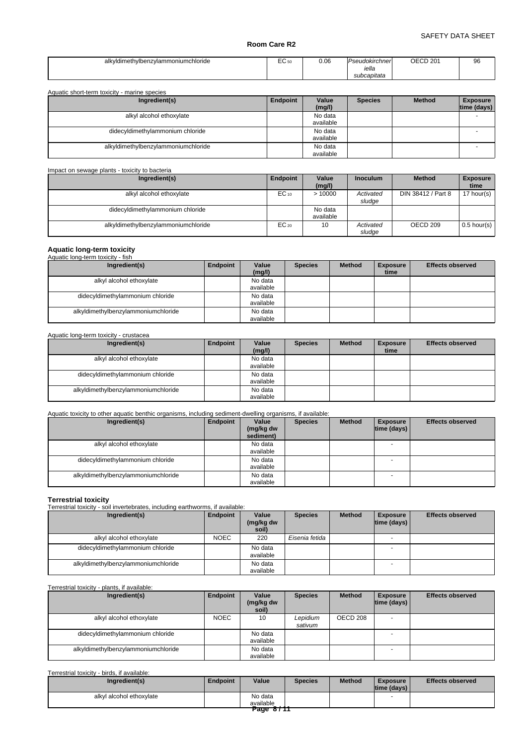| alkyldimethylbenzylammoniumchloride | $EC_{50}$ | 0.06 | *Pseudokirchneriella subcapitata* | OECD 201 | 96 |
|---|---|---|---|---|---|

Aquatic short-term toxicity - marine species

| Ingredient(s) | Endpoint | Value (mg/l) | Species | Method | Exposure time (days) |
|---|---|---|---|---|---|
| alkyl alcohol ethoxylate | | No data available | | | - |
| didecyldimethylammonium chloride | | No data available | | | - |
| alkyldimethylbenzylammoniumchloride | | No data available | | | - |

Impact on sewage plants - toxicity to bacteria

| Ingredient(s) | Endpoint | Value (mg/l) | Inoculum | Method | Exposure time |
|---|---|---|---|---|---|
| alkyl alcohol ethoxylate | $EC_{10}$ | > 10000 | *Activated sludge* | DIN 38412 / Part 8 | 17 hour(s) |
| didecyldimethylammonium chloride | | No data available | | | |
| alkyldimethylbenzylammoniumchloride | $EC_{20}$ | 10 | *Activated sludge* | OECD 209 | 0.5 hour(s) |

**Aquatic long-term toxicity**

Aquatic long-term toxicity - fish

| Ingredient(s) | Endpoint | Value (mg/l) | Species | Method | Exposure time | Effects observed |
|---|---|---|---|---|---|---|
| alkyl alcohol ethoxylate | | No data available | | | | |
| didecyldimethylammonium chloride | | No data available | | | | |
| alkyldimethylbenzylammoniumchloride | | No data available | | | | |

Aquatic long-term toxicity - crustacea

| Ingredient(s) | Endpoint | Value (mg/l) | Species | Method | Exposure time | Effects observed |
|---|---|---|---|---|---|---|
| alkyl alcohol ethoxylate | | No data available | | | | |
| didecyldimethylammonium chloride | | No data available | | | | |
| alkyldimethylbenzylammoniumchloride | | No data available | | | | |

Aquatic toxicity to other aquatic benthic organisms, including sediment-dwelling organisms, if available:

| Ingredient(s) | Endpoint | Value (mg/kg dw sediment) | Species | Method | Exposure time (days) | Effects observed |
|---|---|---|---|---|---|---|
| alkyl alcohol ethoxylate | | No data available | | | - | |
| didecyldimethylammonium chloride | | No data available | | | - | |
| alkyldimethylbenzylammoniumchloride | | No data available | | | - | |

**Terrestrial toxicity**

Terrestrial toxicity - soil invertebrates, including earthworms, if available:

| Ingredient(s) | Endpoint | Value (mg/kg dw soil) | Species | Method | Exposure time (days) | Effects observed |
|---|---|---|---|---|---|---|
| alkyl alcohol ethoxylate | NOEC | 220 | *Eisenia fetida* | | - | |
| didecyldimethylammonium chloride | | No data available | | | - | |
| alkyldimethylbenzylammoniumchloride | | No data available | | | - | |

Terrestrial toxicity - plants, if available:

| Ingredient(s) | Endpoint | Value (mg/kg dw soil) | Species | Method | Exposure time (days) | Effects observed |
|---|---|---|---|---|---|---|
| alkyl alcohol ethoxylate | NOEC | 10 | *Lepidium sativum* | OECD 208 | - | |
| didecyldimethylammonium chloride | | No data available | | | - | |
| alkyldimethylbenzylammoniumchloride | | No data available | | | - | |

Terrestrial toxicity - birds, if available:

| Ingredient(s) | Endpoint | Value | Species | Method | Exposure time (days) | Effects observed |
|---|---|---|---|---|---|---|
| alkyl alcohol ethoxylate | | No data available | | | - | |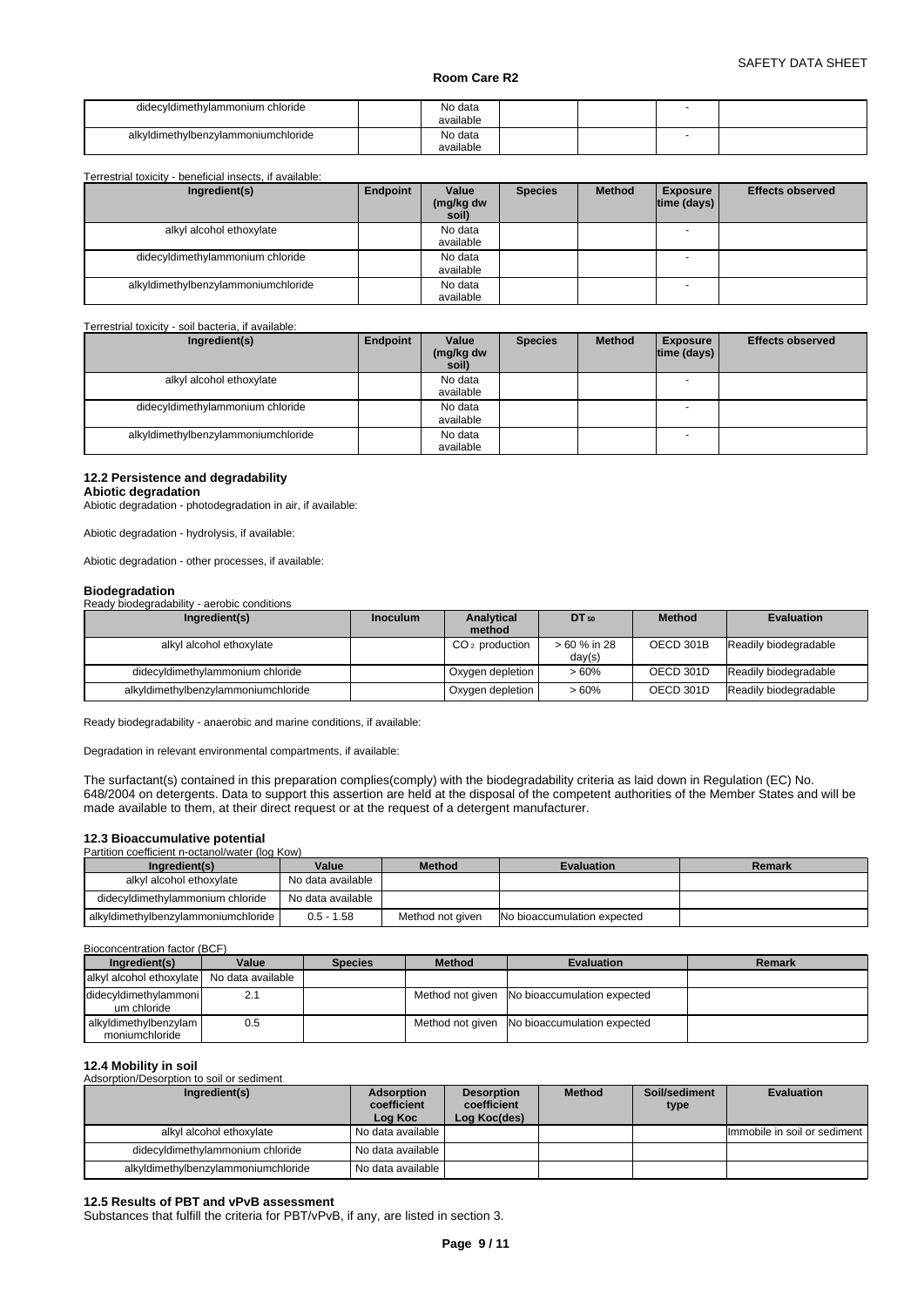| | | | | | | |
|---|---|---|---|---|---|---|
| didecyldimethylammonium chloride | | No data available | | | - | |
| alkyldimethylbenzylammoniumchloride | | No data available | | | - | |

Terrestrial toxicity - beneficial insects, if available:

| Ingredient(s) | Endpoint | Value (mg/kg dw soil) | Species | Method | Exposure time (days) | Effects observed |
|---|---|---|---|---|---|---|
| alkyl alcohol ethoxylate | | No data available | | | - | |
| didecyldimethylammonium chloride | | No data available | | | - | |
| alkyldimethylbenzylammoniumchloride | | No data available | | | - | |

Terrestrial toxicity - soil bacteria, if available:

| Ingredient(s) | Endpoint | Value (mg/kg dw soil) | Species | Method | Exposure time (days) | Effects observed |
|---|---|---|---|---|---|---|
| alkyl alcohol ethoxylate | | No data available | | | - | |
| didecyldimethylammonium chloride | | No data available | | | - | |
| alkyldimethylbenzylammoniumchloride | | No data available | | | - | |

### 12.2 Persistence and degradability

**Abiotic degradation**

Abiotic degradation - photodegradation in air, if available:

Abiotic degradation - hydrolysis, if available:

Abiotic degradation - other processes, if available:

**Biodegradation**

Ready biodegradability - aerobic conditions

| Ingredient(s) | Inoculum | Analytical method | $DT_{50}$ | Method | Evaluation |
|---|---|---|---|---|---|
| alkyl alcohol ethoxylate | | $CO_2$ production | > 60 % in 28 day(s) | OECD 301B | Readily biodegradable |
| didecyldimethylammonium chloride | | Oxygen depletion | > 60% | OECD 301D | Readily biodegradable |
| alkyldimethylbenzylammoniumchloride | | Oxygen depletion | > 60% | OECD 301D | Readily biodegradable |

Ready biodegradability - anaerobic and marine conditions, if available:

Degradation in relevant environmental compartments, if available:

The surfactant(s) contained in this preparation complies(comply) with the biodegradability criteria as laid down in Regulation (EC) No. 648/2004 on detergents. Data to support this assertion are held at the disposal of the competent authorities of the Member States and will be made available to them, at their direct request or at the request of a detergent manufacturer.

### 12.3 Bioaccumulative potential

Partition coefficient n-octanol/water (log Kow)

| Ingredient(s) | Value | Method | Evaluation | Remark |
|---|---|---|---|---|
| alkyl alcohol ethoxylate | No data available | | | |
| didecyldimethylammonium chloride | No data available | | | |
| alkyldimethylbenzylammoniumchloride | 0.5 - 1.58 | Method not given | No bioaccumulation expected | |

Bioconcentration factor (BCF)

| Ingredient(s) | Value | Species | Method | Evaluation | Remark |
|---|---|---|---|---|---|
| alkyl alcohol ethoxylate | No data available | | | | |
| didecyldimethylammonium chloride | 2.1 | | Method not given | No bioaccumulation expected | |
| alkyldimethylbenzylammoniumchloride | 0.5 | | Method not given | No bioaccumulation expected | |

### 12.4 Mobility in soil

Adsorption/Desorption to soil or sediment

| Ingredient(s) | Adsorption coefficient Log Koc | Desorption coefficient Log Koc(des) | Method | Soil/sediment type | Evaluation |
|---|---|---|---|---|---|
| alkyl alcohol ethoxylate | No data available | | | | Immobile in soil or sediment |
| didecyldimethylammonium chloride | No data available | | | | |
| alkyldimethylbenzylammoniumchloride | No data available | | | | |

### 12.5 Results of PBT and vPvB assessment

Substances that fulfill the criteria for PBT/vPvB, if any, are listed in section 3.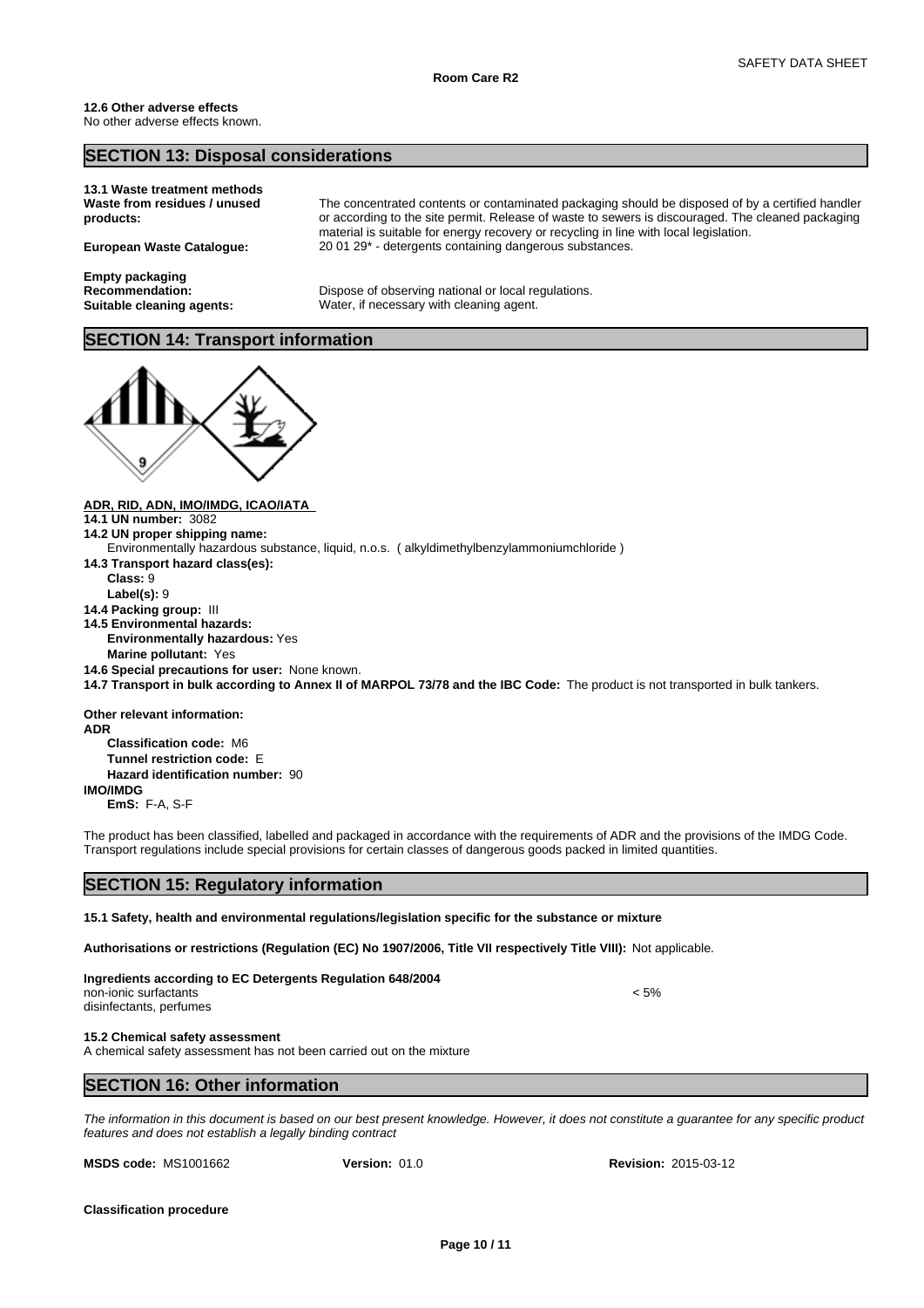**12.6 Other adverse effects**
No other adverse effects known.

## SECTION 13: Disposal considerations

**13.1 Waste treatment methods**

**Waste from residues / unused products:** The concentrated contents or contaminated packaging should be disposed of by a certified handler or according to the site permit. Release of waste to sewers is discouraged. The cleaned packaging material is suitable for energy recovery or recycling in line with local legislation.

**European Waste Catalogue:** 20 01 29* - detergents containing dangerous substances.

**Empty packaging**

**Recommendation:** Dispose of observing national or local regulations.

**Suitable cleaning agents:** Water, if necessary with cleaning agent.

## SECTION 14: Transport information

**ADR, RID, ADN, IMO/IMDG, ICAO/IATA**

**14.1 UN number:** 3082

**14.2 UN proper shipping name:**
Environmentally hazardous substance, liquid, n.o.s. ( alkyldimethylbenzylammoniumchloride )

**14.3 Transport hazard class(es):**
**Class:** 9
**Label(s):** 9

**14.4 Packing group:** III

**14.5 Environmental hazards:**
**Environmentally hazardous:** Yes
**Marine pollutant:** Yes

**14.6 Special precautions for user:** None known.

**14.7 Transport in bulk according to Annex II of MARPOL 73/78 and the IBC Code:** The product is not transported in bulk tankers.

**Other relevant information:**

**ADR**
**Classification code:** M6
**Tunnel restriction code:** E
**Hazard identification number:** 90

**IMO/IMDG**
**EmS:** F-A, S-F

The product has been classified, labelled and packaged in accordance with the requirements of ADR and the provisions of the IMDG Code. Transport regulations include special provisions for certain classes of dangerous goods packed in limited quantities.

## SECTION 15: Regulatory information

**15.1 Safety, health and environmental regulations/legislation specific for the substance or mixture**

**Authorisations or restrictions (Regulation (EC) No 1907/2006, Title VII respectively Title VIII):** Not applicable.

**Ingredients according to EC Detergents Regulation 648/2004**

| | |
|---|---|
| non-ionic surfactants | < 5% |
| disinfectants, perfumes | |

**15.2 Chemical safety assessment**
A chemical safety assessment has not been carried out on the mixture

## SECTION 16: Other information

*The information in this document is based on our best present knowledge. However, it does not constitute a guarantee for any specific product features and does not establish a legally binding contract*

**MSDS code:** MS1001662 **Version:** 01.0 **Revision:** 2015-03-12

**Classification procedure**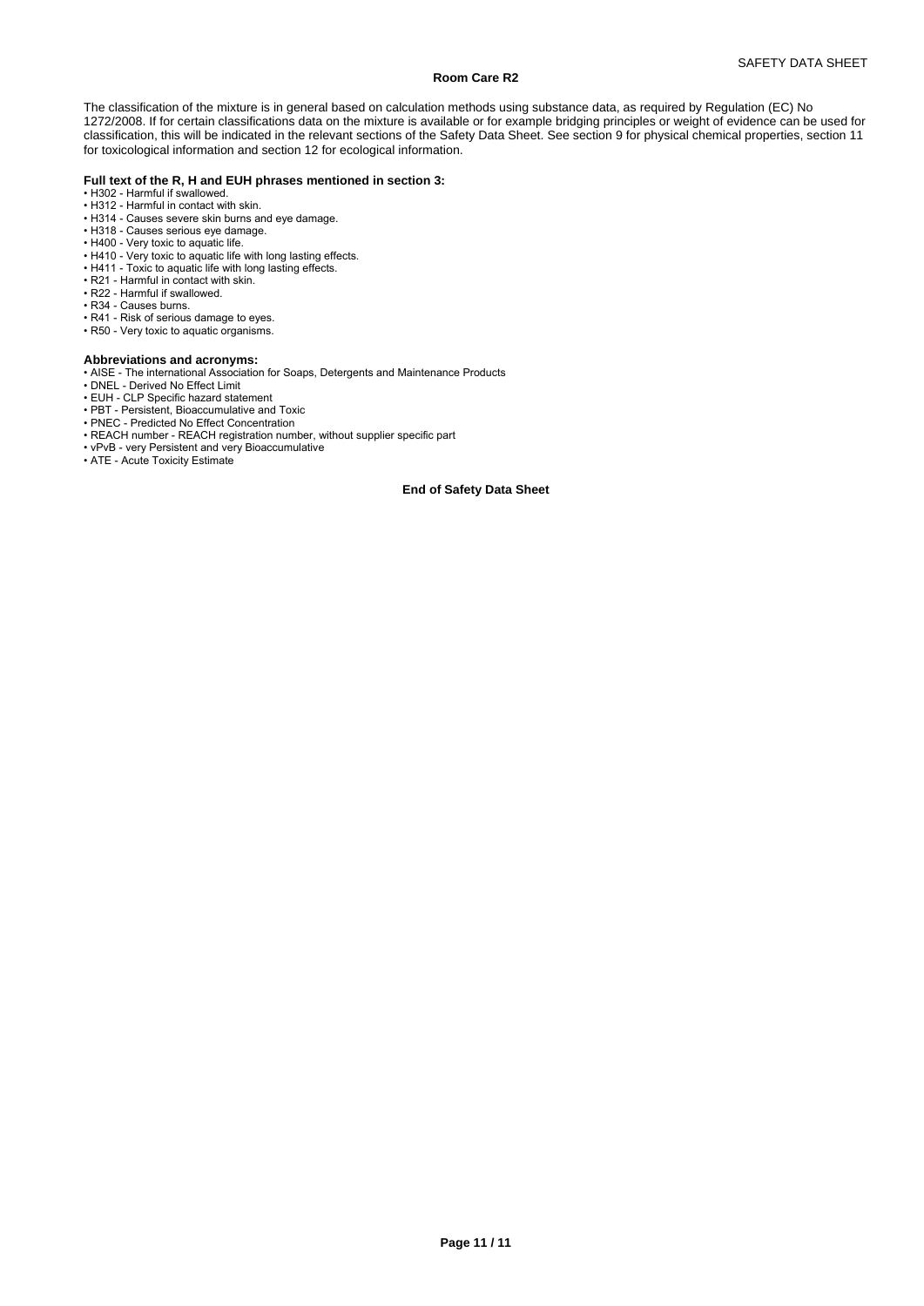The classification of the mixture is in general based on calculation methods using substance data, as required by Regulation (EC) No 1272/2008. If for certain classifications data on the mixture is available or for example bridging principles or weight of evidence can be used for classification, this will be indicated in the relevant sections of the Safety Data Sheet. See section 9 for physical chemical properties, section 11 for toxicological information and section 12 for ecological information.

**Full text of the R, H and EUH phrases mentioned in section 3:**

- H302 - Harmful if swallowed.
- H312 - Harmful in contact with skin.
- H314 - Causes severe skin burns and eye damage.
- H318 - Causes serious eye damage.
- H400 - Very toxic to aquatic life.
- H410 - Very toxic to aquatic life with long lasting effects.
- H411 - Toxic to aquatic life with long lasting effects.
- R21 - Harmful in contact with skin.
- R22 - Harmful if swallowed.
- R34 - Causes burns.
- R41 - Risk of serious damage to eyes.
- R50 - Very toxic to aquatic organisms.

**Abbreviations and acronyms:**

- AISE - The international Association for Soaps, Detergents and Maintenance Products
- DNEL - Derived No Effect Limit
- EUH - CLP Specific hazard statement
- PBT - Persistent, Bioaccumulative and Toxic
- PNEC - Predicted No Effect Concentration
- REACH number - REACH registration number, without supplier specific part
- vPvB - very Persistent and very Bioaccumulative
- ATE - Acute Toxicity Estimate

**End of Safety Data Sheet**